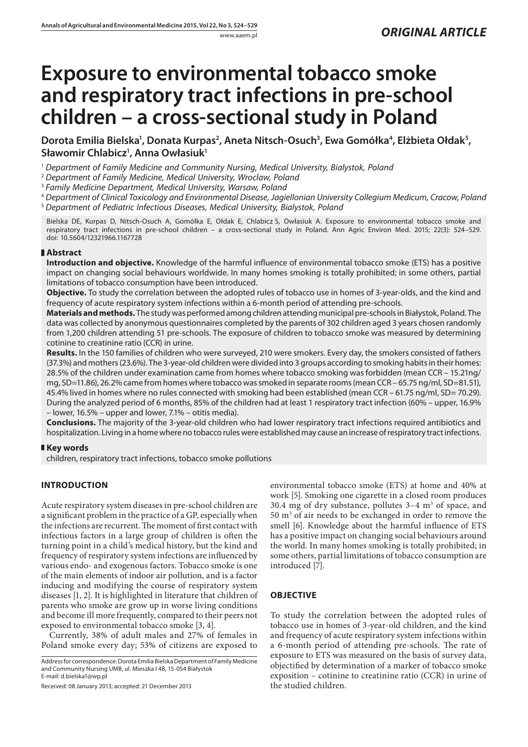*ORIGINAL ARTICLE*

# Exposure to environmental tobacco smoke and respiratory tract infections in pre-school children – a cross-sectional study in Poland

**Dorota Emilia Bielska[1], Donata Kurpas[2], Aneta Nitsch-Osuch[3], Ewa Gomółka[4], Elżbieta Ołdak[5], Sławomir Chlabicz[1], Anna Owłasiuk[1]**

[1] *Department of Family Medicine and Community Nursing, Medical University, Bialystok, Poland*
[2] *Department of Family Medicine, Medical University, Wroclaw, Poland*
[3] *Family Medicine Department, Medical University, Warsaw, Poland*
[4] *Department of Clinical Toxicology and Environmental Disease, Jagiellonian University Collegium Medicum, Cracow, Poland*
[5] *Department of Pediatric Infectious Diseases, Medical University, Bialystok, Poland*

Bielska DE, Kurpas D, Nitsch-Osuch A, Gomółka E, Ołdak E, Chlabicz S, Owłasiuk A. Exposure to environmental tobacco smoke and respiratory tract infections in pre-school children – a cross-sectional study in Poland. Ann Agric Environ Med. 2015; 22(3): 524–529. doi: 10.5604/12321966.1167728

## Abstract

**Introduction and objective.** Knowledge of the harmful influence of environmental tobacco smoke (ETS) has a positive impact on changing social behaviours worldwide. In many homes smoking is totally prohibited; in some others, partial limitations of tobacco consumption have been introduced.

**Objective.** To study the correlation between the adopted rules of tobacco use in homes of 3-year-olds, and the kind and frequency of acute respiratory system infections within a 6-month period of attending pre-schools.

**Materials and methods.** The study was performed among children attending municipal pre-schools in Białystok, Poland. The data was collected by anonymous questionnaires completed by the parents of 302 children aged 3 years chosen randomly from 1,200 children attending 51 pre-schools. The exposure of children to tobacco smoke was measured by determining cotinine to creatinine ratio (CCR) in urine.

**Results.** In the 150 families of children who were surveyed, 210 were smokers. Every day, the smokers consisted of fathers (37.3%) and mothers (23.6%). The 3-year-old children were divided into 3 groups according to smoking habits in their homes: 28.5% of the children under examination came from homes where tobacco smoking was forbidden (mean CCR – 15.21ng/mg, SD=11.86), 26.2% came from homes where tobacco was smoked in separate rooms (mean CCR – 65.75 ng/ml, SD=81.51), 45.4% lived in homes where no rules connected with smoking had been established (mean CCR – 61.75 ng/ml, SD= 70.29). During the analyzed period of 6 months, 85% of the children had at least 1 respiratory tract infection (60% – upper, 16.9% – lower, 16.5% – upper and lower, 7.1% – otitis media).

**Conclusions.** The majority of the 3-year-old children who had lower respiratory tract infections required antibiotics and hospitalization. Living in a home where no tobacco rules were established may cause an increase of respiratory tract infections.

## Key words

children, respiratory tract infections, tobacco smoke pollutions

## INTRODUCTION

Acute respiratory system diseases in pre-school children are a significant problem in the practice of a GP, especially when the infections are recurrent. The moment of first contact with infectious factors in a large group of children is often the turning point in a child's medical history, but the kind and frequency of respiratory system infections are influenced by various endo- and exogenous factors. Tobacco smoke is one of the main elements of indoor air pollution, and is a factor inducing and modifying the course of respiratory system diseases [1, 2]. It is highlighted in literature that children of parents who smoke are grow up in worse living conditions and become ill more frequently, compared to their peers not exposed to environmental tobacco smoke [3, 4].

Currently, 38% of adult males and 27% of females in Poland smoke every day; 53% of citizens are exposed to environmental tobacco smoke (ETS) at home and 40% at work [5]. Smoking one cigarette in a closed room produces 30.4 mg of dry substance, pollutes 3–4 m$^3$ of space, and 50 m$^3$ of air needs to be exchanged in order to remove the smell [6]. Knowledge about the harmful influence of ETS has a positive impact on changing social behaviours around the world. In many homes smoking is totally prohibited; in some others, partial limitations of tobacco consumption are introduced [7].

## OBJECTIVE

To study the correlation between the adopted rules of tobacco use in homes of 3-year-old children, and the kind and frequency of acute respiratory system infections within a 6-month period of attending pre-schools. The rate of exposure to ETS was measured on the basis of survey data, objectified by determination of a marker of tobacco smoke exposition – cotinine to creatinine ratio (CCR) in urine of the studied children.

Address for correspondence: Dorota Emilia Bielska Department of Family Medicine and Community Nursing UMB, ul. Mieszka I 4B, 15-054 Białystok
E-mail: d.bielska1@wp.pl

Received: 08 January 2013; accepted: 21 December 2013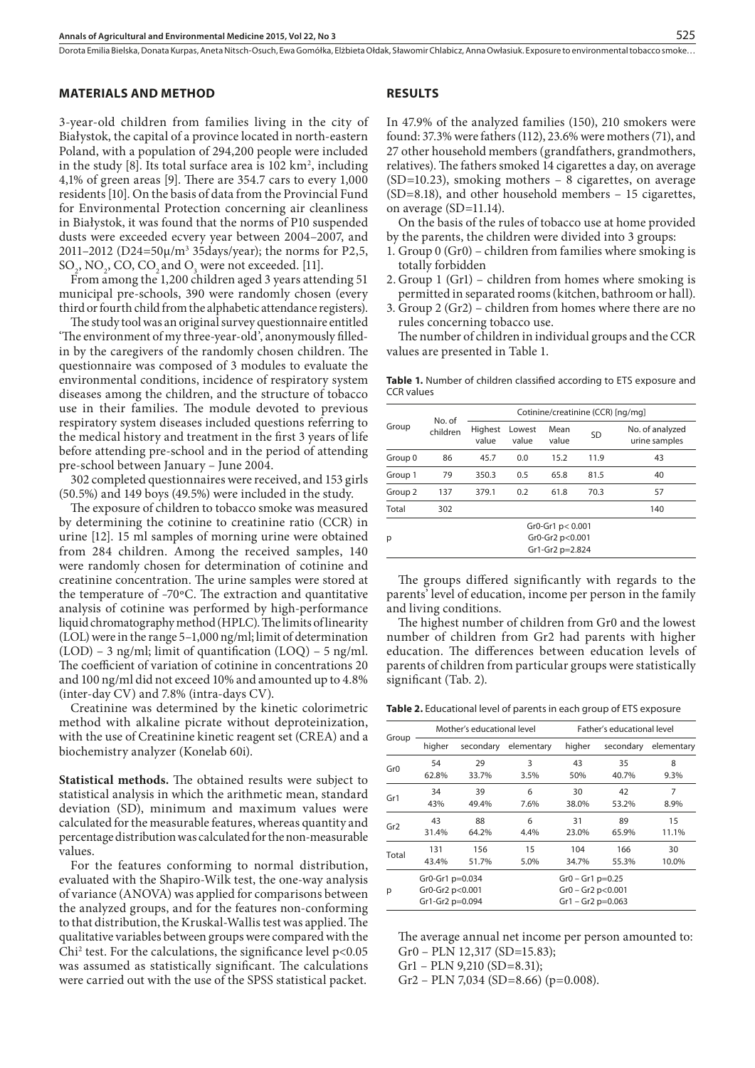## MATERIALS AND METHOD

3-year-old children from families living in the city of Białystok, the capital of a province located in north-eastern Poland, with a population of 294,200 people were included in the study [8]. Its total surface area is 102 $km^2$, including 4,1% of green areas [9]. There are 354.7 cars to every 1,000 residents [10]. On the basis of data from the Provincial Fund for Environmental Protection concerning air cleanliness in Białystok, it was found that the norms of P10 suspended dusts were exceeded ecvery year between 2004–2007, and 2011–2012 (D24=50μ/$m^3$ 35days/year); the norms for P2,5, $SO_2$, $NO_2$, CO, $CO_2$ and $O_3$ were not exceeded. [11].

From among the 1,200 children aged 3 years attending 51 municipal pre-schools, 390 were randomly chosen (every third or fourth child from the alphabetic attendance registers).

The study tool was an original survey questionnaire entitled 'The environment of my three-year-old', anonymously filled-in by the caregivers of the randomly chosen children. The questionnaire was composed of 3 modules to evaluate the environmental conditions, incidence of respiratory system diseases among the children, and the structure of tobacco use in their families. The module devoted to previous respiratory system diseases included questions referring to the medical history and treatment in the first 3 years of life before attending pre-school and in the period of attending pre-school between January – June 2004.

302 completed questionnaires were received, and 153 girls (50.5%) and 149 boys (49.5%) were included in the study.

The exposure of children to tobacco smoke was measured by determining the cotinine to creatinine ratio (CCR) in urine [12]. 15 ml samples of morning urine were obtained from 284 children. Among the received samples, 140 were randomly chosen for determination of cotinine and creatinine concentration. The urine samples were stored at the temperature of -70°C. The extraction and quantitative analysis of cotinine was performed by high-performance liquid chromatography method (HPLC). The limits of linearity (LOL) were in the range 5–1,000 ng/ml; limit of determination (LOD) – 3 ng/ml; limit of quantification (LOQ) – 5 ng/ml. The coefficient of variation of cotinine in concentrations 20 and 100 ng/ml did not exceed 10% and amounted up to 4.8% (inter-day CV) and 7.8% (intra-days CV).

Creatinine was determined by the kinetic colorimetric method with alkaline picrate without deproteinization, with the use of Creatinine kinetic reagent set (CREA) and a biochemistry analyzer (Konelab 60i).

**Statistical methods.** The obtained results were subject to statistical analysis in which the arithmetic mean, standard deviation (SD), minimum and maximum values were calculated for the measurable features, whereas quantity and percentage distribution was calculated for the non-measurable values.

For the features conforming to normal distribution, evaluated with the Shapiro-Wilk test, the one-way analysis of variance (ANOVA) was applied for comparisons between the analyzed groups, and for the features non-conforming to that distribution, the Kruskal-Wallis test was applied. The qualitative variables between groups were compared with the $Chi^2$ test. For the calculations, the significance level $p<0.05$ was assumed as statistically significant. The calculations were carried out with the use of the SPSS statistical packet.

## RESULTS

In 47.9% of the analyzed families (150), 210 smokers were found: 37.3% were fathers (112), 23.6% were mothers (71), and 27 other household members (grandfathers, grandmothers, relatives). The fathers smoked 14 cigarettes a day, on average (SD=10.23), smoking mothers – 8 cigarettes, on average (SD=8.18), and other household members – 15 cigarettes, on average (SD=11.14).

On the basis of the rules of tobacco use at home provided by the parents, the children were divided into 3 groups:

1. Group 0 (Gr0) – children from families where smoking is totally forbidden
2. Group 1 (Gr1) – children from homes where smoking is permitted in separated rooms (kitchen, bathroom or hall).
3. Group 2 (Gr2) – children from homes where there are no rules concerning tobacco use.

The number of children in individual groups and the CCR values are presented in Table 1.

**Table 1.** Number of children classified according to ETS exposure and CCR values

| Group | No. of children | Cotinine/creatinine (CCR) [ng/mg] | | | | |
|---|---|---|---|---|---|---|
| | | Highest value | Lowest value | Mean value | SD | No. of analyzed urine samples |
| Group 0 | 86 | 45.7 | 0.0 | 15.2 | 11.9 | 43 |
| Group 1 | 79 | 350.3 | 0.5 | 65.8 | 81.5 | 40 |
| Group 2 | 137 | 379.1 | 0.2 | 61.8 | 70.3 | 57 |
| Total | 302 | | | | | 140 |
| p | Gr0-Gr1 p< 0.001<br>Gr0-Gr2 p<0.001<br>Gr1-Gr2 p=2.824 | | | | | |

The groups differed significantly with regards to the parents' level of education, income per person in the family and living conditions.

The highest number of children from Gr0 and the lowest number of children from Gr2 had parents with higher education. The differences between education levels of parents of children from particular groups were statistically significant (Tab. 2).

**Table 2.** Educational level of parents in each group of ETS exposure

| Group | Mother's educational level | | | Father's educational level | | |
|---|---|---|---|---|---|---|
| | higher | secondary | elementary | higher | secondary | elementary |
| Gr0 | 54<br>62.8% | 29<br>33.7% | 3<br>3.5% | 43<br>50% | 35<br>40.7% | 8<br>9.3% |
| Gr1 | 34<br>43% | 39<br>49.4% | 6<br>7.6% | 30<br>38.0% | 42<br>53.2% | 7<br>8.9% |
| Gr2 | 43<br>31.4% | 88<br>64.2% | 6<br>4.4% | 31<br>23.0% | 89<br>65.9% | 15<br>11.1% |
| Total | 131<br>43.4% | 156<br>51.7% | 15<br>5.0% | 104<br>34.7% | 166<br>55.3% | 30<br>10.0% |
| p | Gr0-Gr1 p=0.034<br>Gr0-Gr2 p<0.001<br>Gr1-Gr2 p=0.094 | | | Gr0 – Gr1 p=0.25<br>Gr0 – Gr2 p<0.001<br>Gr1 – Gr2 p=0.063 | | |

The average annual net income per person amounted to:
Gr0 – PLN 12,317 (SD=15.83);
Gr1 – PLN 9,210 (SD=8.31);
Gr2 – PLN 7,034 (SD=8.66) (p=0.008).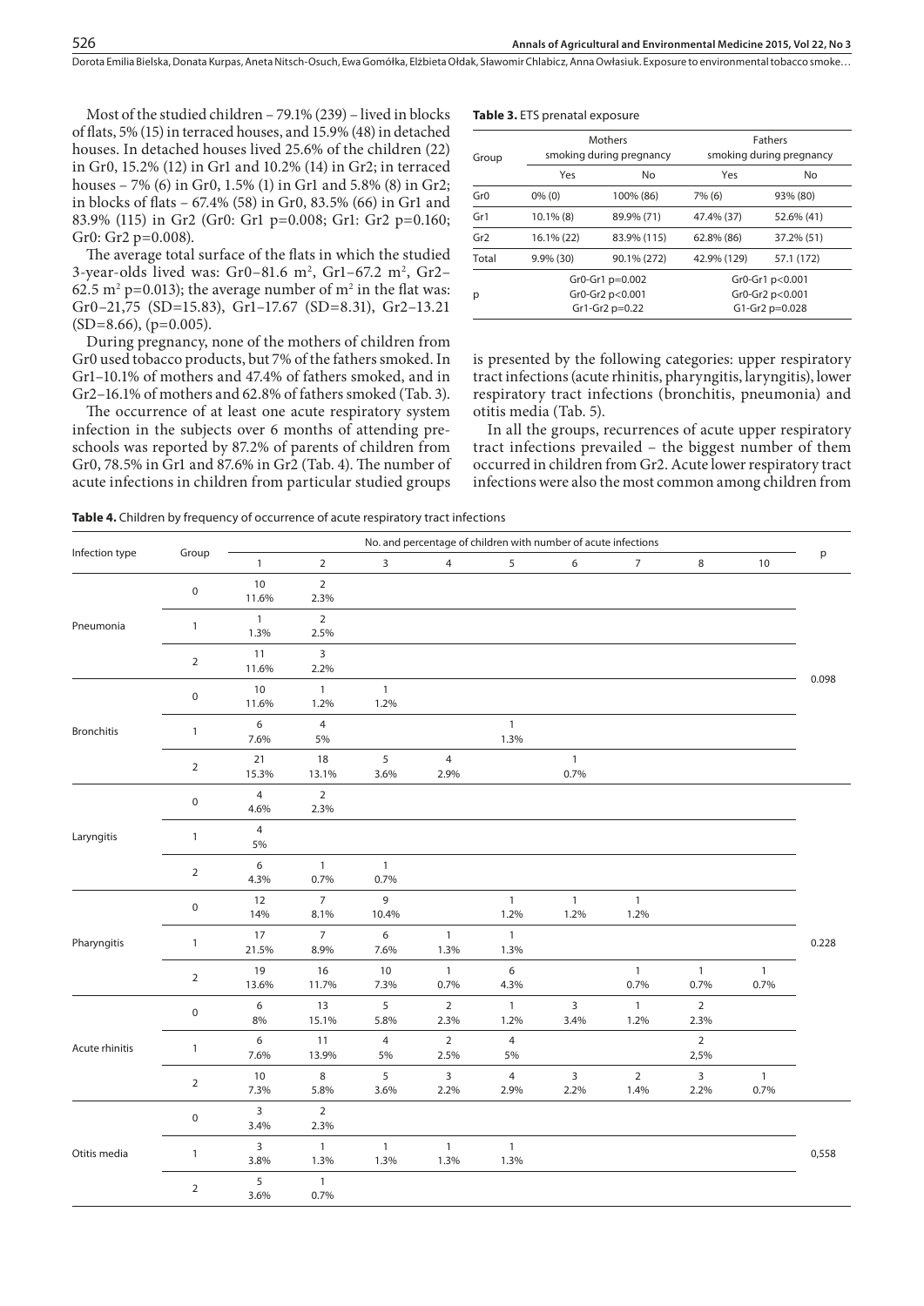Most of the studied children – 79.1% (239) – lived in blocks of flats, 5% (15) in terraced houses, and 15.9% (48) in detached houses. In detached houses lived 25.6% of the children (22) in Gr0, 15.2% (12) in Gr1 and 10.2% (14) in Gr2; in terraced houses – 7% (6) in Gr0, 1.5% (1) in Gr1 and 5.8% (8) in Gr2; in blocks of flats – 67.4% (58) in Gr0, 83.5% (66) in Gr1 and 83.9% (115) in Gr2 (Gr0: Gr1 p=0.008; Gr1: Gr2 p=0.160; Gr0: Gr2 p=0.008).

The average total surface of the flats in which the studied 3-year-olds lived was: Gr0–81.6 m$^2$, Gr1–67.2 m$^2$, Gr2–62.5 m$^2$ p=0.013); the average number of m$^2$ in the flat was: Gr0–21,75 (SD=15.83), Gr1–17.67 (SD=8.31), Gr2–13.21 (SD=8.66), (p=0.005).

During pregnancy, none of the mothers of children from Gr0 used tobacco products, but 7% of the fathers smoked. In Gr1–10.1% of mothers and 47.4% of fathers smoked, and in Gr2–16.1% of mothers and 62.8% of fathers smoked (Tab. 3).

**Table 3.** ETS prenatal exposure

| Group | Mothers smoking during pregnancy | | Fathers smoking during pregnancy | |
|---|---|---|---|---|
| | Yes | No | Yes | No |
| Gr0 | 0% (0) | 100% (86) | 7% (6) | 93% (80) |
| Gr1 | 10.1% (8) | 89.9% (71) | 47.4% (37) | 52.6% (41) |
| Gr2 | 16.1% (22) | 83.9% (115) | 62.8% (86) | 37.2% (51) |
| Total | 9.9% (30) | 90.1% (272) | 42.9% (129) | 57.1 (172) |
| p | Gr0-Gr1 p=0.002<br>Gr0-Gr2 p<0.001<br>Gr1-Gr2 p=0.22 | | Gr0-Gr1 p<0.001<br>Gr0-Gr2 p<0.001<br>G1-Gr2 p=0.028 | |

The occurrence of at least one acute respiratory system infection in the subjects over 6 months of attending pre-schools was reported by 87.2% of parents of children from Gr0, 78.5% in Gr1 and 87.6% in Gr2 (Tab. 4). The number of acute infections in children from particular studied groups is presented by the following categories: upper respiratory tract infections (acute rhinitis, pharyngitis, laryngitis), lower respiratory tract infections (bronchitis, pneumonia) and otitis media (Tab. 5).

In all the groups, recurrences of acute upper respiratory tract infections prevailed – the biggest number of them occurred in children from Gr2. Acute lower respiratory tract infections were also the most common among children from

**Table 4.** Children by frequency of occurrence of acute respiratory tract infections

| Infection type | Group | No. and percentage of children with number of acute infections | | | | | | | | | p |
|---|---|---|---|---|---|---|---|---|---|---|---|
| | | 1 | 2 | 3 | 4 | 5 | 6 | 7 | 8 | 10 | |
| Pneumonia | 0 | 10<br>11.6% | 2<br>2.3% | | | | | | | | |
| | 1 | 1<br>1.3% | 2<br>2.5% | | | | | | | | |
| | 2 | 11<br>11.6% | 3<br>2.2% | | | | | | | | 0.098 |
| Bronchitis | 0 | 10<br>11.6% | 1<br>1.2% | 1<br>1.2% | | | | | | | |
| | 1 | 6<br>7.6% | 4<br>5% | | | 1<br>1.3% | | | | | |
| | 2 | 21<br>15.3% | 18<br>13.1% | 5<br>3.6% | 4<br>2.9% | | 1<br>0.7% | | | | |
| Laryngitis | 0 | 4<br>4.6% | 2<br>2.3% | | | | | | | | |
| | 1 | 4<br>5% | | | | | | | | | |
| | 2 | 6<br>4.3% | 1<br>0.7% | 1<br>0.7% | | | | | | | |
| Pharyngitis | 0 | 12<br>14% | 7<br>8.1% | 9<br>10.4% | | 1<br>1.2% | 1<br>1.2% | 1<br>1.2% | | | |
| | 1 | 17<br>21.5% | 7<br>8.9% | 6<br>7.6% | 1<br>1.3% | 1<br>1.3% | | | | | 0.228 |
| | 2 | 19<br>13.6% | 16<br>11.7% | 10<br>7.3% | 1<br>0.7% | 6<br>4.3% | | 1<br>0.7% | 1<br>0.7% | 1<br>0.7% | |
| Acute rhinitis | 0 | 6<br>8% | 13<br>15.1% | 5<br>5.8% | 2<br>2.3% | 1<br>1.2% | 3<br>3.4% | 1<br>1.2% | 2<br>2.3% | | |
| | 1 | 6<br>7.6% | 11<br>13.9% | 4<br>5% | 2<br>2.5% | 4<br>5% | | | 2<br>2,5% | | |
| | 2 | 10<br>7.3% | 8<br>5.8% | 5<br>3.6% | 3<br>2.2% | 4<br>2.9% | 3<br>2.2% | 2<br>1.4% | 3<br>2.2% | 1<br>0.7% | |
| Otitis media | 0 | 3<br>3.4% | 2<br>2.3% | | | | | | | | |
| | 1 | 3<br>3.8% | 1<br>1.3% | 1<br>1.3% | 1<br>1.3% | 1<br>1.3% | | | | | 0,558 |
| | 2 | 5<br>3.6% | 1<br>0.7% | | | | | | | | |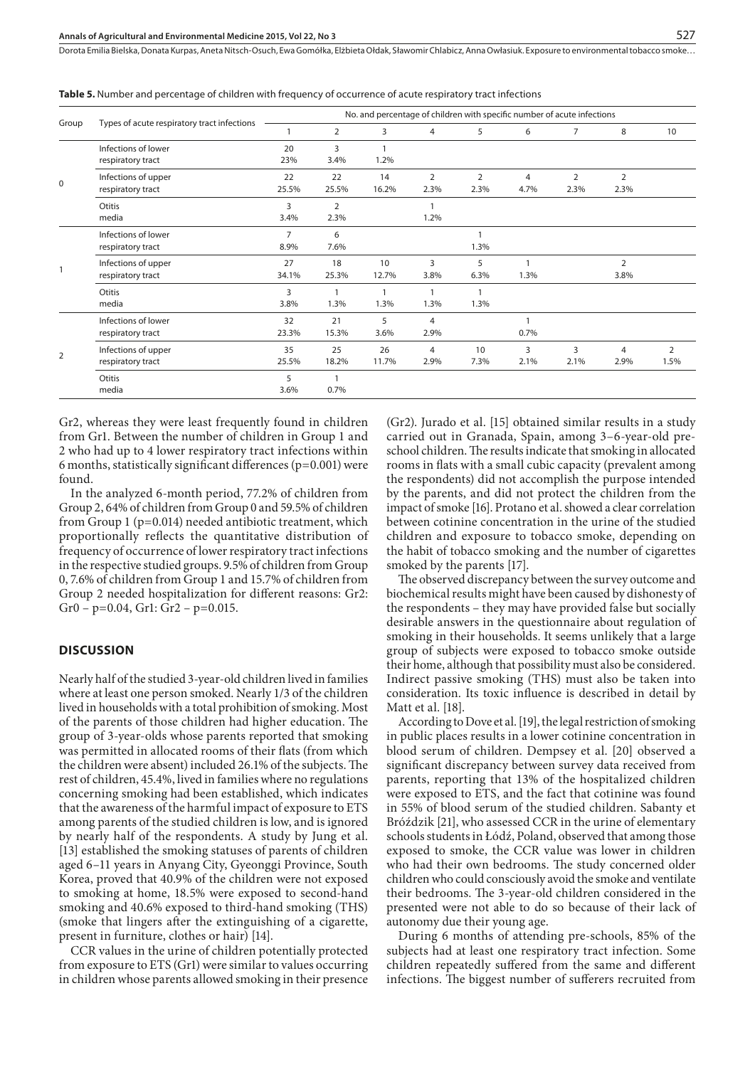**Table 5.** Number and percentage of children with frequency of occurrence of acute respiratory tract infections

| Group | Types of acute respiratory tract infections | No. and percentage of children with specific number of acute infections | | | | | | | | |
|---|---|---|---|---|---|---|---|---|---|---|
| | | 1 | 2 | 3 | 4 | 5 | 6 | 7 | 8 | 10 |
| 0 | Infections of lower respiratory tract | 20 23% | 3 3.4% | 1 1.2% | | | | | | |
| | Infections of upper respiratory tract | 22 25.5% | 22 25.5% | 14 16.2% | 2 2.3% | 2 2.3% | 4 4.7% | 2 2.3% | 2 2.3% | |
| | Otitis media | 3 3.4% | 2 2.3% | | 1 1.2% | | | | | |
| 1 | Infections of lower respiratory tract | 7 8.9% | 6 7.6% | | | 1 1.3% | | | | |
| | Infections of upper respiratory tract | 27 34.1% | 18 25.3% | 10 12.7% | 3 3.8% | 5 6.3% | 1 1.3% | | 2 3.8% | |
| | Otitis media | 3 3.8% | 1 1.3% | 1 1.3% | 1 1.3% | 1 1.3% | | | | |
| 2 | Infections of lower respiratory tract | 32 23.3% | 21 15.3% | 5 3.6% | 4 2.9% | | 1 0.7% | | | |
| | Infections of upper respiratory tract | 35 25.5% | 25 18.2% | 26 11.7% | 4 2.9% | 10 7.3% | 3 2.1% | 3 2.1% | 4 2.9% | 2 1.5% |
| | Otitis media | 5 3.6% | 1 0.7% | | | | | | | |

Gr2, whereas they were least frequently found in children from Gr1. Between the number of children in Group 1 and 2 who had up to 4 lower respiratory tract infections within 6 months, statistically significant differences (p=0.001) were found.

In the analyzed 6-month period, 77.2% of children from Group 2, 64% of children from Group 0 and 59.5% of children from Group 1 (p=0.014) needed antibiotic treatment, which proportionally reflects the quantitative distribution of frequency of occurrence of lower respiratory tract infections in the respective studied groups. 9.5% of children from Group 0, 7.6% of children from Group 1 and 15.7% of children from Group 2 needed hospitalization for different reasons: Gr2: Gr0 – p=0.04, Gr1: Gr2 – p=0.015.

## DISCUSSION

Nearly half of the studied 3-year-old children lived in families where at least one person smoked. Nearly 1/3 of the children lived in households with a total prohibition of smoking. Most of the parents of those children had higher education. The group of 3-year-olds whose parents reported that smoking was permitted in allocated rooms of their flats (from which the children were absent) included 26.1% of the subjects. The rest of children, 45.4%, lived in families where no regulations concerning smoking had been established, which indicates that the awareness of the harmful impact of exposure to ETS among parents of the studied children is low, and is ignored by nearly half of the respondents. A study by Jung et al. [13] established the smoking statuses of parents of children aged 6–11 years in Anyang City, Gyeonggi Province, South Korea, proved that 40.9% of the children were not exposed to smoking at home, 18.5% were exposed to second-hand smoking and 40.6% exposed to third-hand smoking (THS) (smoke that lingers after the extinguishing of a cigarette, present in furniture, clothes or hair) [14].

CCR values in the urine of children potentially protected from exposure to ETS (Gr1) were similar to values occurring in children whose parents allowed smoking in their presence (Gr2). Jurado et al. [15] obtained similar results in a study carried out in Granada, Spain, among 3–6-year-old preschool children. The results indicate that smoking in allocated rooms in flats with a small cubic capacity (prevalent among the respondents) did not accomplish the purpose intended by the parents, and did not protect the children from the impact of smoke [16]. Protano et al. showed a clear correlation between cotinine concentration in the urine of the studied children and exposure to tobacco smoke, depending on the habit of tobacco smoking and the number of cigarettes smoked by the parents [17].

The observed discrepancy between the survey outcome and biochemical results might have been caused by dishonesty of the respondents – they may have provided false but socially desirable answers in the questionnaire about regulation of smoking in their households. It seems unlikely that a large group of subjects were exposed to tobacco smoke outside their home, although that possibility must also be considered. Indirect passive smoking (THS) must also be taken into consideration. Its toxic influence is described in detail by Matt et al. [18].

According to Dove et al. [19], the legal restriction of smoking in public places results in a lower cotinine concentration in blood serum of children. Dempsey et al. [20] observed a significant discrepancy between survey data received from parents, reporting that 13% of the hospitalized children were exposed to ETS, and the fact that cotinine was found in 55% of blood serum of the studied children. Sabanty et Bróździk [21], who assessed CCR in the urine of elementary schools students in Łódź, Poland, observed that among those exposed to smoke, the CCR value was lower in children who had their own bedrooms. The study concerned older children who could consciously avoid the smoke and ventilate their bedrooms. The 3-year-old children considered in the presented were not able to do so because of their lack of autonomy due their young age.

During 6 months of attending pre-schools, 85% of the subjects had at least one respiratory tract infection. Some children repeatedly suffered from the same and different infections. The biggest number of sufferers recruited from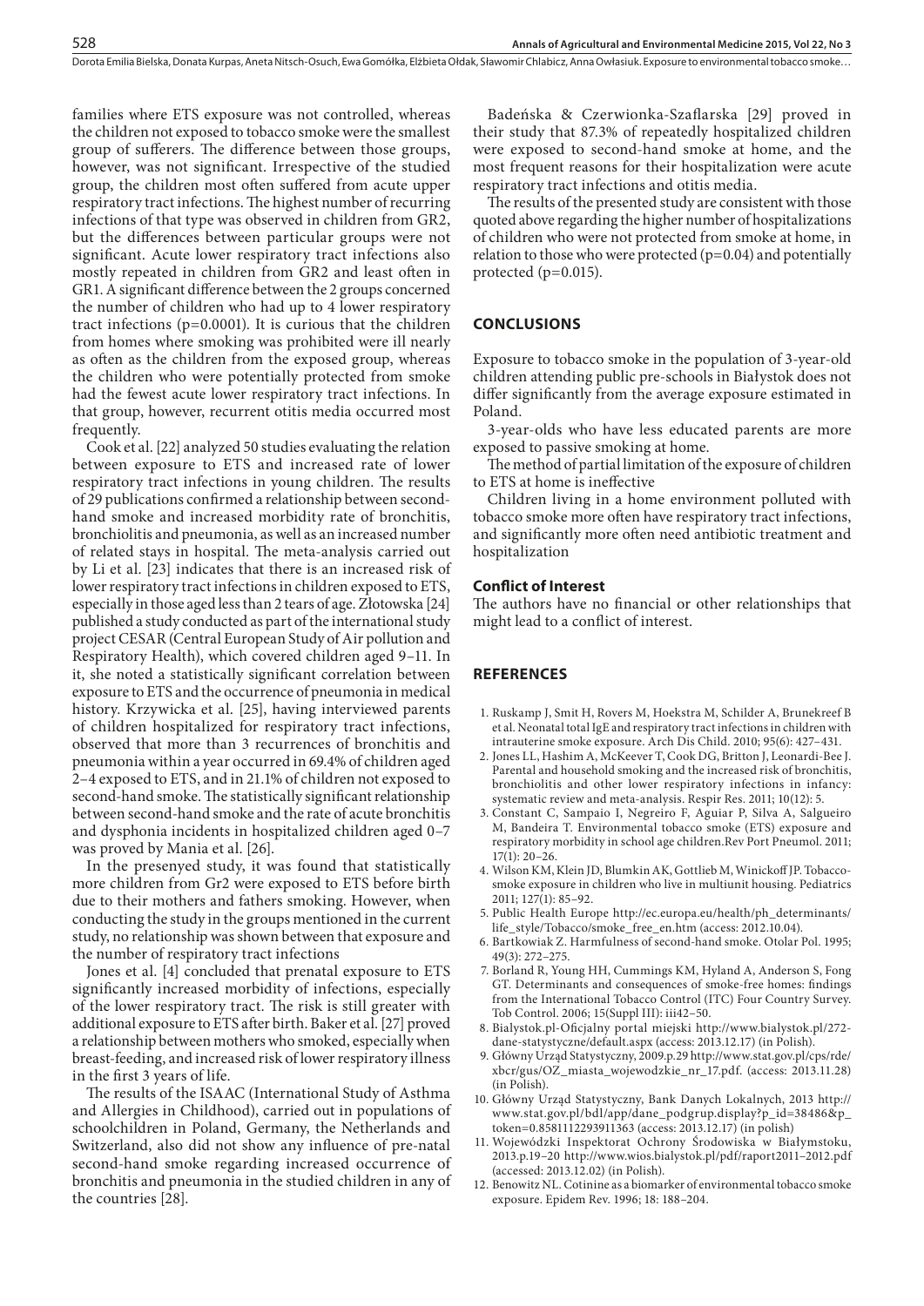families where ETS exposure was not controlled, whereas the children not exposed to tobacco smoke were the smallest group of sufferers. The difference between those groups, however, was not significant. Irrespective of the studied group, the children most often suffered from acute upper respiratory tract infections. The highest number of recurring infections of that type was observed in children from GR2, but the differences between particular groups were not significant. Acute lower respiratory tract infections also mostly repeated in children from GR2 and least often in GR1. A significant difference between the 2 groups concerned the number of children who had up to 4 lower respiratory tract infections (p=0.0001). It is curious that the children from homes where smoking was prohibited were ill nearly as often as the children from the exposed group, whereas the children who were potentially protected from smoke had the fewest acute lower respiratory tract infections. In that group, however, recurrent otitis media occurred most frequently.

Cook et al. [22] analyzed 50 studies evaluating the relation between exposure to ETS and increased rate of lower respiratory tract infections in young children. The results of 29 publications confirmed a relationship between second-hand smoke and increased morbidity rate of bronchitis, bronchiolitis and pneumonia, as well as an increased number of related stays in hospital. The meta-analysis carried out by Li et al. [23] indicates that there is an increased risk of lower respiratory tract infections in children exposed to ETS, especially in those aged less than 2 tears of age. Złotowska [24] published a study conducted as part of the international study project CESAR (Central European Study of Air pollution and Respiratory Health), which covered children aged 9–11. In it, she noted a statistically significant correlation between exposure to ETS and the occurrence of pneumonia in medical history. Krzywicka et al. [25], having interviewed parents of children hospitalized for respiratory tract infections, observed that more than 3 recurrences of bronchitis and pneumonia within a year occurred in 69.4% of children aged 2–4 exposed to ETS, and in 21.1% of children not exposed to second-hand smoke. The statistically significant relationship between second-hand smoke and the rate of acute bronchitis and dysphonia incidents in hospitalized children aged 0–7 was proved by Mania et al. [26].

In the presenyed study, it was found that statistically more children from Gr2 were exposed to ETS before birth due to their mothers and fathers smoking. However, when conducting the study in the groups mentioned in the current study, no relationship was shown between that exposure and the number of respiratory tract infections

Jones et al. [4] concluded that prenatal exposure to ETS significantly increased morbidity of infections, especially of the lower respiratory tract. The risk is still greater with additional exposure to ETS after birth. Baker et al. [27] proved a relationship between mothers who smoked, especially when breast-feeding, and increased risk of lower respiratory illness in the first 3 years of life.

The results of the ISAAC (International Study of Asthma and Allergies in Childhood), carried out in populations of schoolchildren in Poland, Germany, the Netherlands and Switzerland, also did not show any influence of pre-natal second-hand smoke regarding increased occurrence of bronchitis and pneumonia in the studied children in any of the countries [28].

Badeńska & Czerwionka-Szaflarska [29] proved in their study that 87.3% of repeatedly hospitalized children were exposed to second-hand smoke at home, and the most frequent reasons for their hospitalization were acute respiratory tract infections and otitis media.

The results of the presented study are consistent with those quoted above regarding the higher number of hospitalizations of children who were not protected from smoke at home, in relation to those who were protected (p=0.04) and potentially protected (p=0.015).

## CONCLUSIONS

Exposure to tobacco smoke in the population of 3-year-old children attending public pre-schools in Białystok does not differ significantly from the average exposure estimated in Poland.

3-year-olds who have less educated parents are more exposed to passive smoking at home.

The method of partial limitation of the exposure of children to ETS at home is ineffective

Children living in a home environment polluted with tobacco smoke more often have respiratory tract infections, and significantly more often need antibiotic treatment and hospitalization

### Conflict of Interest

The authors have no financial or other relationships that might lead to a conflict of interest.

## REFERENCES

1. Ruskamp J, Smit H, Rovers M, Hoekstra M, Schilder A, Brunekreef B et al. Neonatal total IgE and respiratory tract infections in children with intrauterine smoke exposure. Arch Dis Child. 2010; 95(6): 427–431.
2. Jones LL, Hashim A, McKeever T, Cook DG, Britton J, Leonardi-Bee J. Parental and household smoking and the increased risk of bronchitis, bronchiolitis and other lower respiratory infections in infancy: systematic review and meta-analysis. Respir Res. 2011; 10(12): 5.
3. Constant C, Sampaio I, Negreiro F, Aguiar P, Silva A, Salgueiro M, Bandeira T. Environmental tobacco smoke (ETS) exposure and respiratory morbidity in school age children.Rev Port Pneumol. 2011; 17(1): 20–26.
4. Wilson KM, Klein JD, Blumkin AK, Gottlieb M, Winickoff JP. Tobacco-smoke exposure in children who live in multiunit housing. Pediatrics 2011; 127(1): 85–92.
5. Public Health Europe http://ec.europa.eu/health/ph_determinants/life_style/Tobacco/smoke_free_en.htm (access: 2012.10.04).
6. Bartkowiak Z. Harmfulness of second-hand smoke. Otolar Pol. 1995; 49(3): 272–275.
7. Borland R, Young HH, Cummings KM, Hyland A, Anderson S, Fong GT. Determinants and consequences of smoke-free homes: findings from the International Tobacco Control (ITC) Four Country Survey. Tob Control. 2006; 15(Suppl III): iii42–50.
8. Bialystok.pl-Oficjalny portal miejski http://www.bialystok.pl/272-dane-statystyczne/default.aspx (access: 2013.12.17) (in Polish).
9. Główny Urząd Statystyczny, 2009.p.29 http://www.stat.gov.pl/cps/rde/xbcr/gus/OZ_miasta_wojewodzkie_nr_17.pdf. (access: 2013.11.28) (in Polish).
10. Główny Urząd Statystyczny, Bank Danych Lokalnych, 2013 http://www.stat.gov.pl/bdl/app/dane_podgrup.display?p_id=38486&p_token=0.8581112293911363 (access: 2013.12.17) (in polish)
11. Wojewódzki Inspektorat Ochrony Środowiska w Białymstoku, 2013.p.19–20 http://www.wios.bialystok.pl/pdf/raport2011–2012.pdf (accessed: 2013.12.02) (in Polish).
12. Benowitz NL. Cotinine as a biomarker of environmental tobacco smoke exposure. Epidem Rev. 1996; 18: 188–204.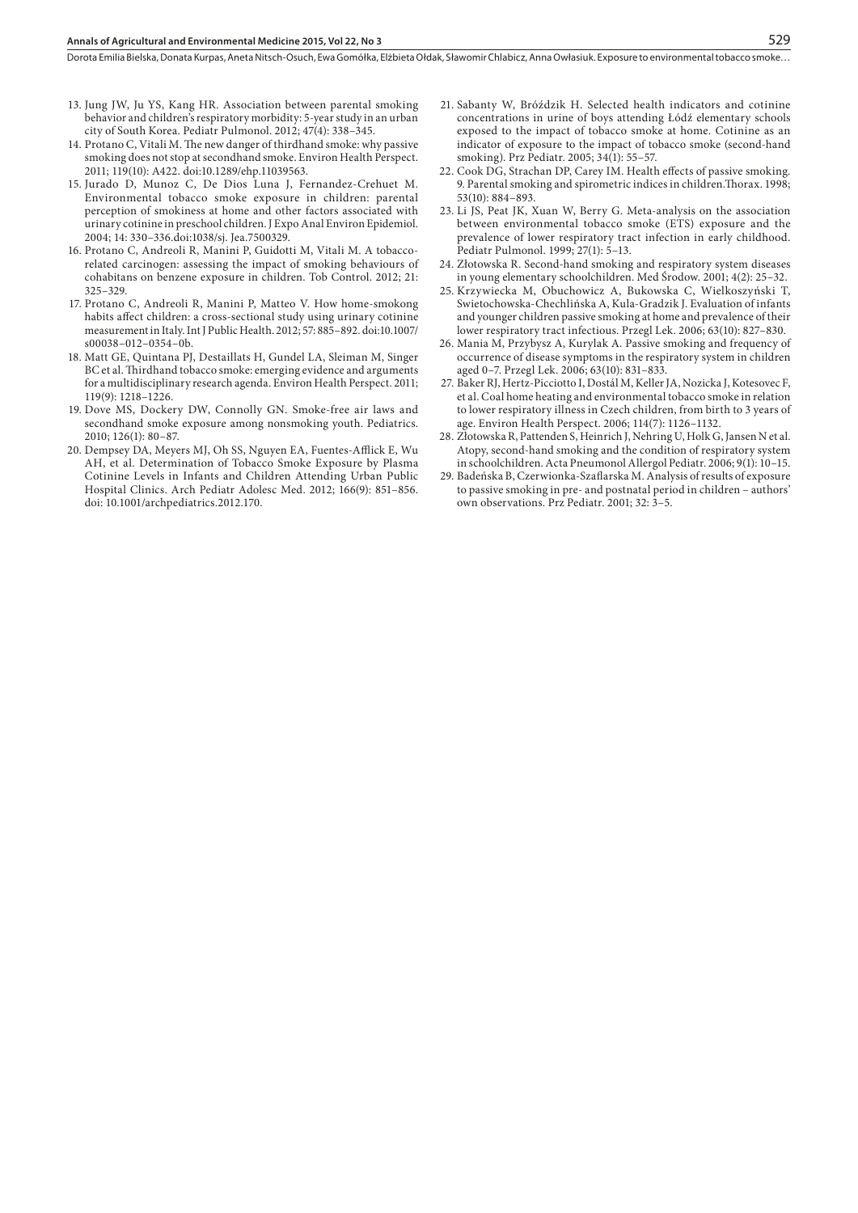13. Jung JW, Ju YS, Kang HR. Association between parental smoking behavior and children's respiratory morbidity: 5-year study in an urban city of South Korea. Pediatr Pulmonol. 2012; 47(4): 338–345.
14. Protano C, Vitali M. The new danger of thirdhand smoke: why passive smoking does not stop at secondhand smoke. Environ Health Perspect. 2011; 119(10): A422. doi:10.1289/ehp.11039563.
15. Jurado D, Munoz C, De Dios Luna J, Fernandez-Crehuet M. Environmental tobacco smoke exposure in children: parental perception of smokiness at home and other factors associated with urinary cotinine in preschool children. J Expo Anal Environ Epidemiol. 2004; 14: 330–336.doi:1038/sj. Jea.7500329.
16. Protano C, Andreoli R, Manini P, Guidotti M, Vitali M. A tobacco-related carcinogen: assessing the impact of smoking behaviours of cohabitans on benzene exposure in children. Tob Control. 2012; 21: 325–329.
17. Protano C, Andreoli R, Manini P, Matteo V. How home-smokong habits affect children: a cross-sectional study using urinary cotinine measurement in Italy. Int J Public Health. 2012; 57: 885–892. doi:10.1007/s00038–012–0354–0b.
18. Matt GE, Quintana PJ, Destaillats H, Gundel LA, Sleiman M, Singer BC et al. Thirdhand tobacco smoke: emerging evidence and arguments for a multidisciplinary research agenda. Environ Health Perspect. 2011; 119(9): 1218–1226.
19. Dove MS, Dockery DW, Connolly GN. Smoke-free air laws and secondhand smoke exposure among nonsmoking youth. Pediatrics. 2010; 126(1): 80–87.
20. Dempsey DA, Meyers MJ, Oh SS, Nguyen EA, Fuentes-Afflick E, Wu AH, et al. Determination of Tobacco Smoke Exposure by Plasma Cotinine Levels in Infants and Children Attending Urban Public Hospital Clinics. Arch Pediatr Adolesc Med. 2012; 166(9): 851–856. doi: 10.1001/archpediatrics.2012.170.
21. Sabanty W, Bróździk H. Selected health indicators and cotinine concentrations in urine of boys attending Łódź elementary schools exposed to the impact of tobacco smoke at home. Cotinine as an indicator of exposure to the impact of tobacco smoke (second-hand smoking). Prz Pediatr. 2005; 34(1): 55–57.
22. Cook DG, Strachan DP, Carey IM. Health effects of passive smoking. 9. Parental smoking and spirometric indices in children.Thorax. 1998; 53(10): 884–893.
23. Li JS, Peat JK, Xuan W, Berry G. Meta-analysis on the association between environmental tobacco smoke (ETS) exposure and the prevalence of lower respiratory tract infection in early childhood. Pediatr Pulmonol. 1999; 27(1): 5–13.
24. Złotowska R. Second-hand smoking and respiratory system diseases in young elementary schoolchildren. Med Środow. 2001; 4(2): 25–32.
25. Krzywiecka M, Obuchowicz A, Bukowska C, Wielkoszyński T, Swietochowska-Chechlińska A, Kula-Gradzik J. Evaluation of infants and younger children passive smoking at home and prevalence of their lower respiratory tract infectious. Przegl Lek. 2006; 63(10): 827–830.
26. Mania M, Przybysz A, Kurylak A. Passive smoking and frequency of occurrence of disease symptoms in the respiratory system in children aged 0–7. Przegl Lek. 2006; 63(10): 831–833.
27. Baker RJ, Hertz-Picciotto I, Dostál M, Keller JA, Nozicka J, Kotesovec F, et al. Coal home heating and environmental tobacco smoke in relation to lower respiratory illness in Czech children, from birth to 3 years of age. Environ Health Perspect. 2006; 114(7): 1126–1132.
28. Złotowska R, Pattenden S, Heinrich J, Nehring U, Holk G, Jansen N et al. Atopy, second-hand smoking and the condition of respiratory system in schoolchildren. Acta Pneumonol Allergol Pediatr. 2006; 9(1): 10–15.
29. Badeńska B, Czerwionka-Szaflarska M. Analysis of results of exposure to passive smoking in pre- and postnatal period in children – authors' own observations. Prz Pediatr. 2001; 32: 3–5.